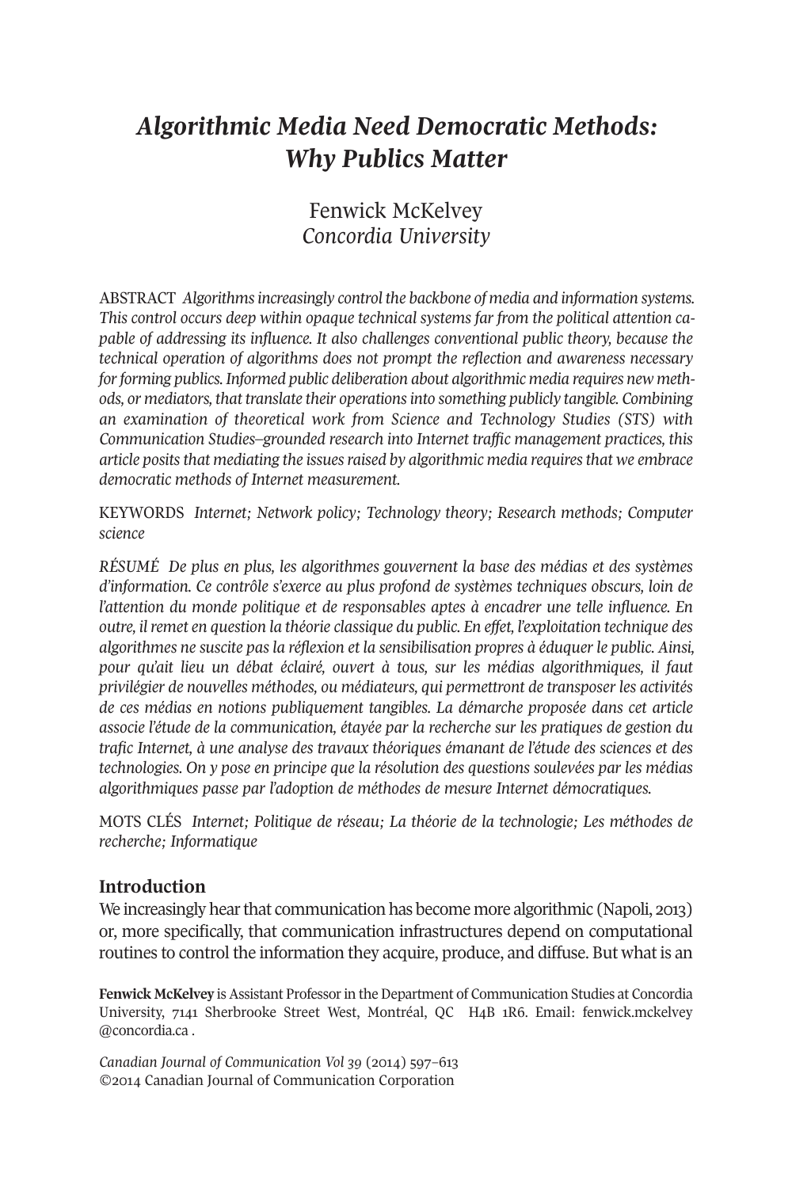# *Algorithmic Media Need Democratic Methods: Why Publics Matter*

Fenwick McKelvey
*Concordia University*

ABSTRACT *Algorithms increasingly control the backbone of media and information systems. This control occurs deep within opaque technical systems far from the political attention capable of addressing its influence. It also challenges conventional public theory, because the technical operation of algorithms does not prompt the reflection and awareness necessary for forming publics. Informed public deliberation about algorithmic media requires new methods, or mediators, that translate their operations into something publicly tangible. Combining an examination of theoretical work from Science and Technology Studies (STS) with Communication Studies–grounded research into Internet traffic management practices, this article posits that mediating the issues raised by algorithmic media requires that we embrace democratic methods of Internet measurement.*

KEYWORDS *Internet; Network policy; Technology theory; Research methods; Computer science*

*RÉSUMÉ De plus en plus, les algorithmes gouvernent la base des médias et des systèmes d'information. Ce contrôle s'exerce au plus profond de systèmes techniques obscurs, loin de l'attention du monde politique et de responsables aptes à encadrer une telle influence. En outre, il remet en question la théorie classique du public. En effet, l'exploitation technique des algorithmes ne suscite pas la réflexion et la sensibilisation propres à éduquer le public. Ainsi, pour qu'ait lieu un débat éclairé, ouvert à tous, sur les médias algorithmiques, il faut privilégier de nouvelles méthodes, ou médiateurs, qui permettront de transposer les activités de ces médias en notions publiquement tangibles. La démarche proposée dans cet article associe l'étude de la communication, étayée par la recherche sur les pratiques de gestion du trafic Internet, à une analyse des travaux théoriques émanant de l'étude des sciences et des technologies. On y pose en principe que la résolution des questions soulevées par les médias algorithmiques passe par l'adoption de méthodes de mesure Internet démocratiques.*

MOTS CLÉS *Internet; Politique de réseau; La théorie de la technologie; Les méthodes de recherche; Informatique*

## Introduction

We increasingly hear that communication has become more algorithmic (Napoli, 2013) or, more specifically, that communication infrastructures depend on computational routines to control the information they acquire, produce, and diffuse. But what is an

**Fenwick McKelvey** is Assistant Professor in the Department of Communication Studies at Concordia University, 7141 Sherbrooke Street West, Montréal, QC H4B 1R6. Email: fenwick.mckelvey@concordia.ca .

*Canadian Journal of Communication Vol 39* (2014) 597–613
©2014 Canadian Journal of Communication Corporation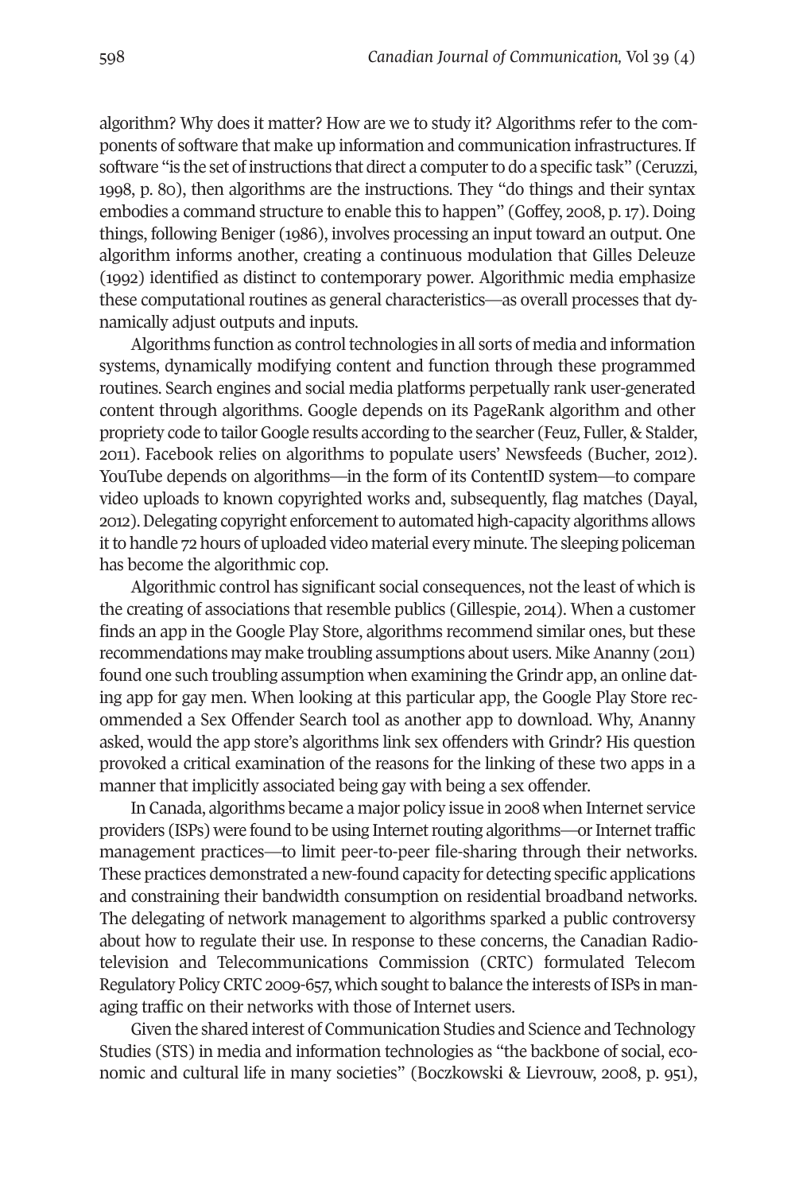algorithm? Why does it matter? How are we to study it? Algorithms refer to the components of software that make up information and communication infrastructures. If software "is the set of instructions that direct a computer to do a specific task" (Ceruzzi, 1998, p. 80), then algorithms are the instructions. They "do things and their syntax embodies a command structure to enable this to happen" (Goffey, 2008, p. 17). Doing things, following Beniger (1986), involves processing an input toward an output. One algorithm informs another, creating a continuous modulation that Gilles Deleuze (1992) identified as distinct to contemporary power. Algorithmic media emphasize these computational routines as general characteristics—as overall processes that dynamically adjust outputs and inputs.

Algorithms function as control technologies in all sorts of media and information systems, dynamically modifying content and function through these programmed routines. Search engines and social media platforms perpetually rank user-generated content through algorithms. Google depends on its PageRank algorithm and other propriety code to tailor Google results according to the searcher (Feuz, Fuller, & Stalder, 2011). Facebook relies on algorithms to populate users' Newsfeeds (Bucher, 2012). YouTube depends on algorithms—in the form of its ContentID system—to compare video uploads to known copyrighted works and, subsequently, flag matches (Dayal, 2012). Delegating copyright enforcement to automated high-capacity algorithms allows it to handle 72 hours of uploaded video material every minute. The sleeping policeman has become the algorithmic cop.

Algorithmic control has significant social consequences, not the least of which is the creating of associations that resemble publics (Gillespie, 2014). When a customer finds an app in the Google Play Store, algorithms recommend similar ones, but these recommendations may make troubling assumptions about users. Mike Ananny (2011) found one such troubling assumption when examining the Grindr app, an online dating app for gay men. When looking at this particular app, the Google Play Store recommended a Sex Offender Search tool as another app to download. Why, Ananny asked, would the app store's algorithms link sex offenders with Grindr? His question provoked a critical examination of the reasons for the linking of these two apps in a manner that implicitly associated being gay with being a sex offender.

In Canada, algorithms became a major policy issue in 2008 when Internet service providers (ISPs) were found to be using Internet routing algorithms—or Internet traffic management practices—to limit peer-to-peer file-sharing through their networks. These practices demonstrated a new-found capacity for detecting specific applications and constraining their bandwidth consumption on residential broadband networks. The delegating of network management to algorithms sparked a public controversy about how to regulate their use. In response to these concerns, the Canadian Radio-television and Telecommunications Commission (CRTC) formulated Telecom Regulatory Policy CRTC 2009-657, which sought to balance the interests of ISPs in managing traffic on their networks with those of Internet users.

Given the shared interest of Communication Studies and Science and Technology Studies (STS) in media and information technologies as "the backbone of social, economic and cultural life in many societies" (Boczkowski & Lievrouw, 2008, p. 951),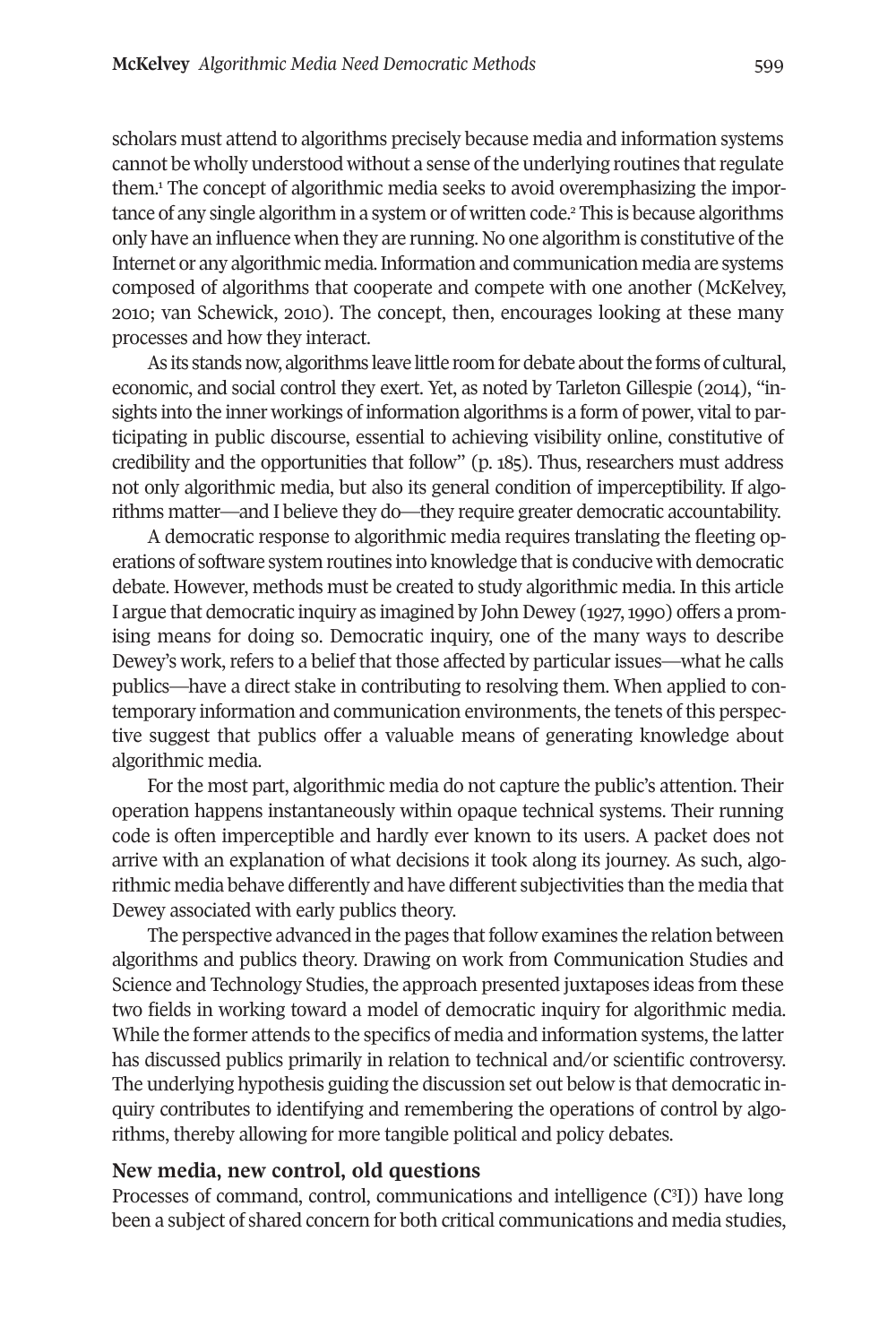scholars must attend to algorithms precisely because media and information systems cannot be wholly understood without a sense of the underlying routines that regulate them.[1] The concept of algorithmic media seeks to avoid overemphasizing the importance of any single algorithm in a system or of written code.[2] This is because algorithms only have an influence when they are running. No one algorithm is constitutive of the Internet or any algorithmic media. Information and communication media are systems composed of algorithms that cooperate and compete with one another (McKelvey, 2010; van Schewick, 2010). The concept, then, encourages looking at these many processes and how they interact.

As its stands now, algorithms leave little room for debate about the forms of cultural, economic, and social control they exert. Yet, as noted by Tarleton Gillespie (2014), "insights into the inner workings of information algorithms is a form of power, vital to participating in public discourse, essential to achieving visibility online, constitutive of credibility and the opportunities that follow" (p. 185). Thus, researchers must address not only algorithmic media, but also its general condition of imperceptibility. If algorithms matter—and I believe they do—they require greater democratic accountability.

A democratic response to algorithmic media requires translating the fleeting operations of software system routines into knowledge that is conducive with democratic debate. However, methods must be created to study algorithmic media. In this article I argue that democratic inquiry as imagined by John Dewey (1927, 1990) offers a promising means for doing so. Democratic inquiry, one of the many ways to describe Dewey's work, refers to a belief that those affected by particular issues—what he calls publics—have a direct stake in contributing to resolving them. When applied to contemporary information and communication environments, the tenets of this perspective suggest that publics offer a valuable means of generating knowledge about algorithmic media.

For the most part, algorithmic media do not capture the public's attention. Their operation happens instantaneously within opaque technical systems. Their running code is often imperceptible and hardly ever known to its users. A packet does not arrive with an explanation of what decisions it took along its journey. As such, algorithmic media behave differently and have different subjectivities than the media that Dewey associated with early publics theory.

The perspective advanced in the pages that follow examines the relation between algorithms and publics theory. Drawing on work from Communication Studies and Science and Technology Studies, the approach presented juxtaposes ideas from these two fields in working toward a model of democratic inquiry for algorithmic media. While the former attends to the specifics of media and information systems, the latter has discussed publics primarily in relation to technical and/or scientific controversy. The underlying hypothesis guiding the discussion set out below is that democratic inquiry contributes to identifying and remembering the operations of control by algorithms, thereby allowing for more tangible political and policy debates.

## New media, new control, old questions

Processes of command, control, communications and intelligence ($C^3I$)) have long been a subject of shared concern for both critical communications and media studies,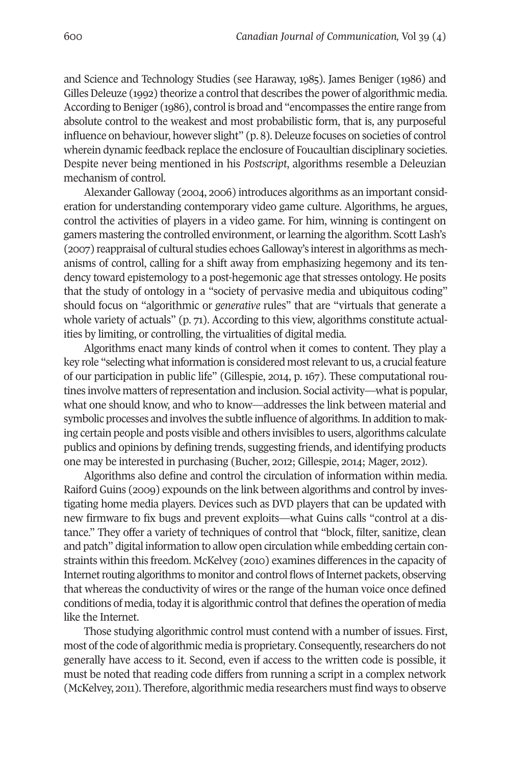and Science and Technology Studies (see Haraway, 1985). James Beniger (1986) and Gilles Deleuze (1992) theorize a control that describes the power of algorithmic media. According to Beniger (1986), control is broad and "encompasses the entire range from absolute control to the weakest and most probabilistic form, that is, any purposeful influence on behaviour, however slight" (p. 8). Deleuze focuses on societies of control wherein dynamic feedback replace the enclosure of Foucaultian disciplinary societies. Despite never being mentioned in his *Postscript*, algorithms resemble a Deleuzian mechanism of control.

Alexander Galloway (2004, 2006) introduces algorithms as an important consideration for understanding contemporary video game culture. Algorithms, he argues, control the activities of players in a video game. For him, winning is contingent on gamers mastering the controlled environment, or learning the algorithm. Scott Lash's (2007) reappraisal of cultural studies echoes Galloway's interest in algorithms as mechanisms of control, calling for a shift away from emphasizing hegemony and its tendency toward epistemology to a post-hegemonic age that stresses ontology. He posits that the study of ontology in a "society of pervasive media and ubiquitous coding" should focus on "algorithmic or *generative* rules" that are "virtuals that generate a whole variety of actuals" (p. 71). According to this view, algorithms constitute actualities by limiting, or controlling, the virtualities of digital media.

Algorithms enact many kinds of control when it comes to content. They play a key role "selecting what information is considered most relevant to us, a crucial feature of our participation in public life" (Gillespie, 2014, p. 167). These computational routines involve matters of representation and inclusion. Social activity—what is popular, what one should know, and who to know—addresses the link between material and symbolic processes and involves the subtle influence of algorithms. In addition to making certain people and posts visible and others invisibles to users, algorithms calculate publics and opinions by defining trends, suggesting friends, and identifying products one may be interested in purchasing (Bucher, 2012; Gillespie, 2014; Mager, 2012).

Algorithms also define and control the circulation of information within media. Raiford Guins (2009) expounds on the link between algorithms and control by investigating home media players. Devices such as DVD players that can be updated with new firmware to fix bugs and prevent exploits—what Guins calls "control at a distance." They offer a variety of techniques of control that "block, filter, sanitize, clean and patch" digital information to allow open circulation while embedding certain constraints within this freedom. McKelvey (2010) examines differences in the capacity of Internet routing algorithms to monitor and control flows of Internet packets, observing that whereas the conductivity of wires or the range of the human voice once defined conditions of media, today it is algorithmic control that defines the operation of media like the Internet.

Those studying algorithmic control must contend with a number of issues. First, most of the code of algorithmic media is proprietary. Consequently, researchers do not generally have access to it. Second, even if access to the written code is possible, it must be noted that reading code differs from running a script in a complex network (McKelvey, 2011). Therefore, algorithmic media researchers must find ways to observe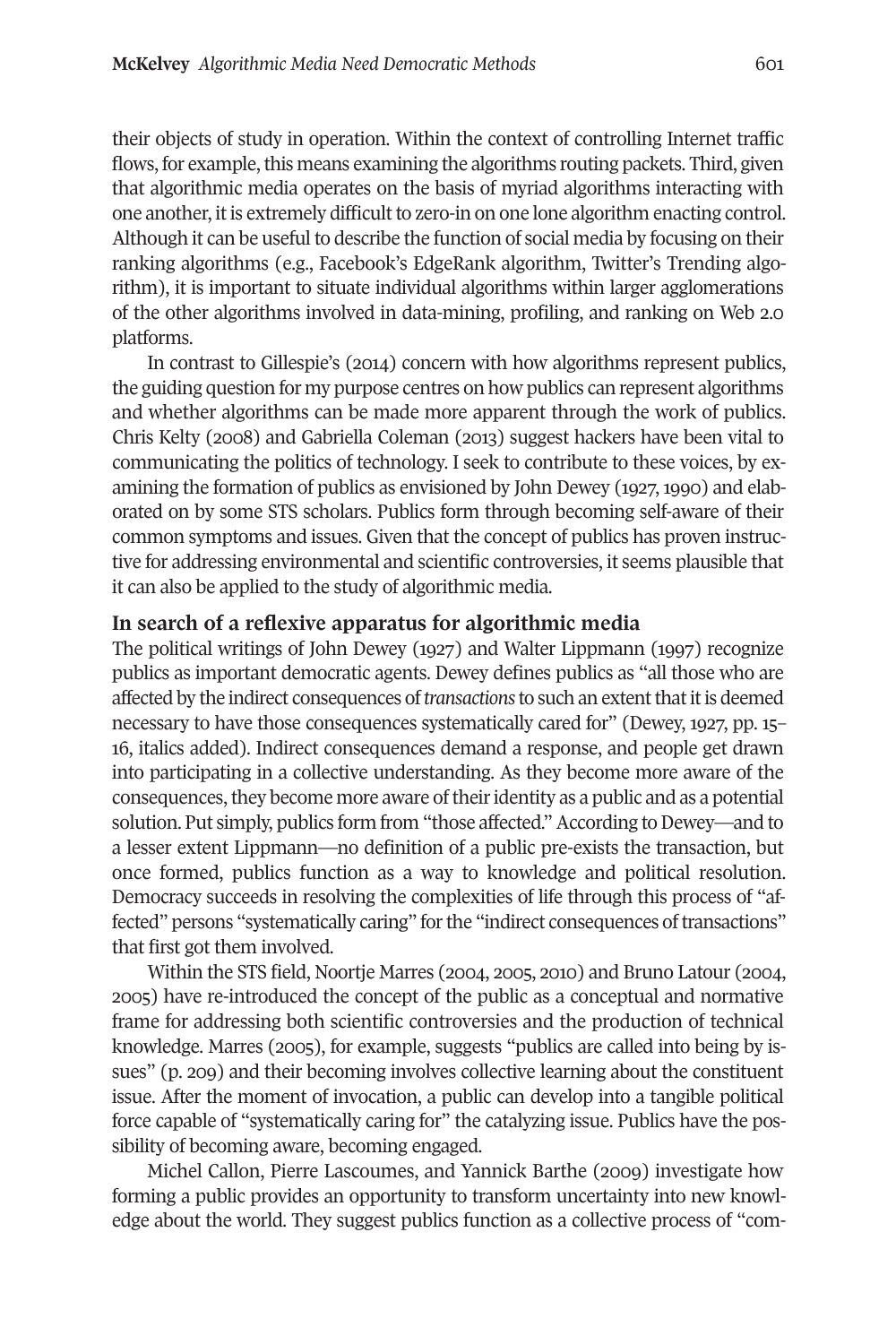their objects of study in operation. Within the context of controlling Internet traffic flows, for example, this means examining the algorithms routing packets. Third, given that algorithmic media operates on the basis of myriad algorithms interacting with one another, it is extremely difficult to zero-in on one lone algorithm enacting control. Although it can be useful to describe the function of social media by focusing on their ranking algorithms (e.g., Facebook's EdgeRank algorithm, Twitter's Trending algorithm), it is important to situate individual algorithms within larger agglomerations of the other algorithms involved in data-mining, profiling, and ranking on Web 2.0 platforms.

In contrast to Gillespie's (2014) concern with how algorithms represent publics, the guiding question for my purpose centres on how publics can represent algorithms and whether algorithms can be made more apparent through the work of publics. Chris Kelty (2008) and Gabriella Coleman (2013) suggest hackers have been vital to communicating the politics of technology. I seek to contribute to these voices, by examining the formation of publics as envisioned by John Dewey (1927, 1990) and elaborated on by some STS scholars. Publics form through becoming self-aware of their common symptoms and issues. Given that the concept of publics has proven instructive for addressing environmental and scientific controversies, it seems plausible that it can also be applied to the study of algorithmic media.

## In search of a reflexive apparatus for algorithmic media

The political writings of John Dewey (1927) and Walter Lippmann (1997) recognize publics as important democratic agents. Dewey defines publics as "all those who are affected by the indirect consequences of *transactions* to such an extent that it is deemed necessary to have those consequences systematically cared for" (Dewey, 1927, pp. 15–16, italics added). Indirect consequences demand a response, and people get drawn into participating in a collective understanding. As they become more aware of the consequences, they become more aware of their identity as a public and as a potential solution. Put simply, publics form from "those affected." According to Dewey—and to a lesser extent Lippmann—no definition of a public pre-exists the transaction, but once formed, publics function as a way to knowledge and political resolution. Democracy succeeds in resolving the complexities of life through this process of "affected" persons "systematically caring" for the "indirect consequences of transactions" that first got them involved.

Within the STS field, Noortje Marres (2004, 2005, 2010) and Bruno Latour (2004, 2005) have re-introduced the concept of the public as a conceptual and normative frame for addressing both scientific controversies and the production of technical knowledge. Marres (2005), for example, suggests "publics are called into being by issues" (p. 209) and their becoming involves collective learning about the constituent issue. After the moment of invocation, a public can develop into a tangible political force capable of "systematically caring for" the catalyzing issue. Publics have the possibility of becoming aware, becoming engaged.

Michel Callon, Pierre Lascoumes, and Yannick Barthe (2009) investigate how forming a public provides an opportunity to transform uncertainty into new knowledge about the world. They suggest publics function as a collective process of "com-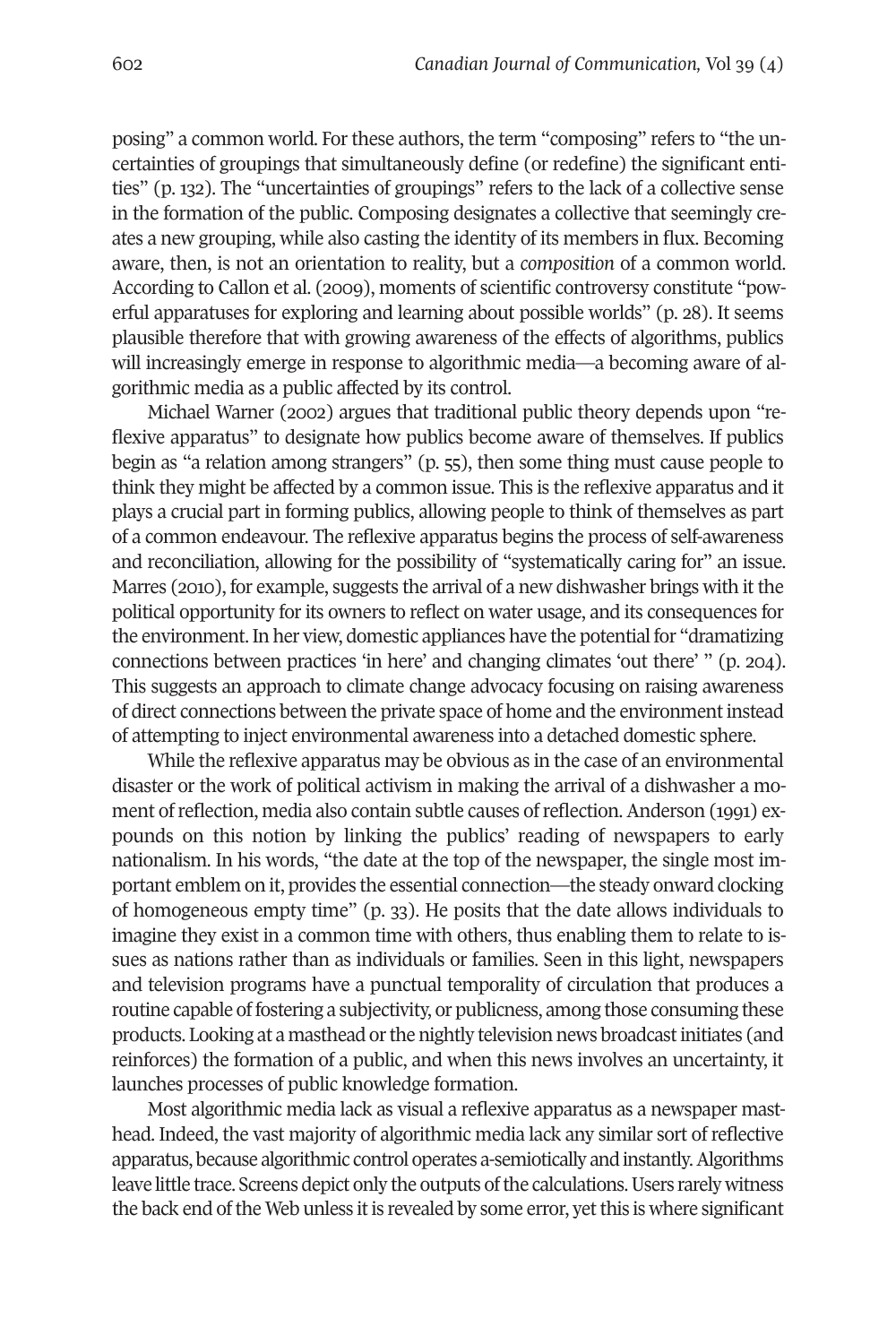posing" a common world. For these authors, the term "composing" refers to "the uncertainties of groupings that simultaneously define (or redefine) the significant entities" (p. 132). The "uncertainties of groupings" refers to the lack of a collective sense in the formation of the public. Composing designates a collective that seemingly creates a new grouping, while also casting the identity of its members in flux. Becoming aware, then, is not an orientation to reality, but a *composition* of a common world. According to Callon et al. (2009), moments of scientific controversy constitute "powerful apparatuses for exploring and learning about possible worlds" (p. 28). It seems plausible therefore that with growing awareness of the effects of algorithms, publics will increasingly emerge in response to algorithmic media—a becoming aware of algorithmic media as a public affected by its control.

Michael Warner (2002) argues that traditional public theory depends upon "reflexive apparatus" to designate how publics become aware of themselves. If publics begin as "a relation among strangers" (p. 55), then some thing must cause people to think they might be affected by a common issue. This is the reflexive apparatus and it plays a crucial part in forming publics, allowing people to think of themselves as part of a common endeavour. The reflexive apparatus begins the process of self-awareness and reconciliation, allowing for the possibility of "systematically caring for" an issue. Marres (2010), for example, suggests the arrival of a new dishwasher brings with it the political opportunity for its owners to reflect on water usage, and its consequences for the environment. In her view, domestic appliances have the potential for "dramatizing connections between practices 'in here' and changing climates 'out there' " (p. 204). This suggests an approach to climate change advocacy focusing on raising awareness of direct connections between the private space of home and the environment instead of attempting to inject environmental awareness into a detached domestic sphere.

While the reflexive apparatus may be obvious as in the case of an environmental disaster or the work of political activism in making the arrival of a dishwasher a moment of reflection, media also contain subtle causes of reflection. Anderson (1991) expounds on this notion by linking the publics' reading of newspapers to early nationalism. In his words, "the date at the top of the newspaper, the single most important emblem on it, provides the essential connection—the steady onward clocking of homogeneous empty time" (p. 33). He posits that the date allows individuals to imagine they exist in a common time with others, thus enabling them to relate to issues as nations rather than as individuals or families. Seen in this light, newspapers and television programs have a punctual temporality of circulation that produces a routine capable of fostering a subjectivity, or publicness, among those consuming these products. Looking at a masthead or the nightly television news broadcast initiates (and reinforces) the formation of a public, and when this news involves an uncertainty, it launches processes of public knowledge formation.

Most algorithmic media lack as visual a reflexive apparatus as a newspaper masthead. Indeed, the vast majority of algorithmic media lack any similar sort of reflective apparatus, because algorithmic control operates a-semiotically and instantly. Algorithms leave little trace. Screens depict only the outputs of the calculations. Users rarely witness the back end of the Web unless it is revealed by some error, yet this is where significant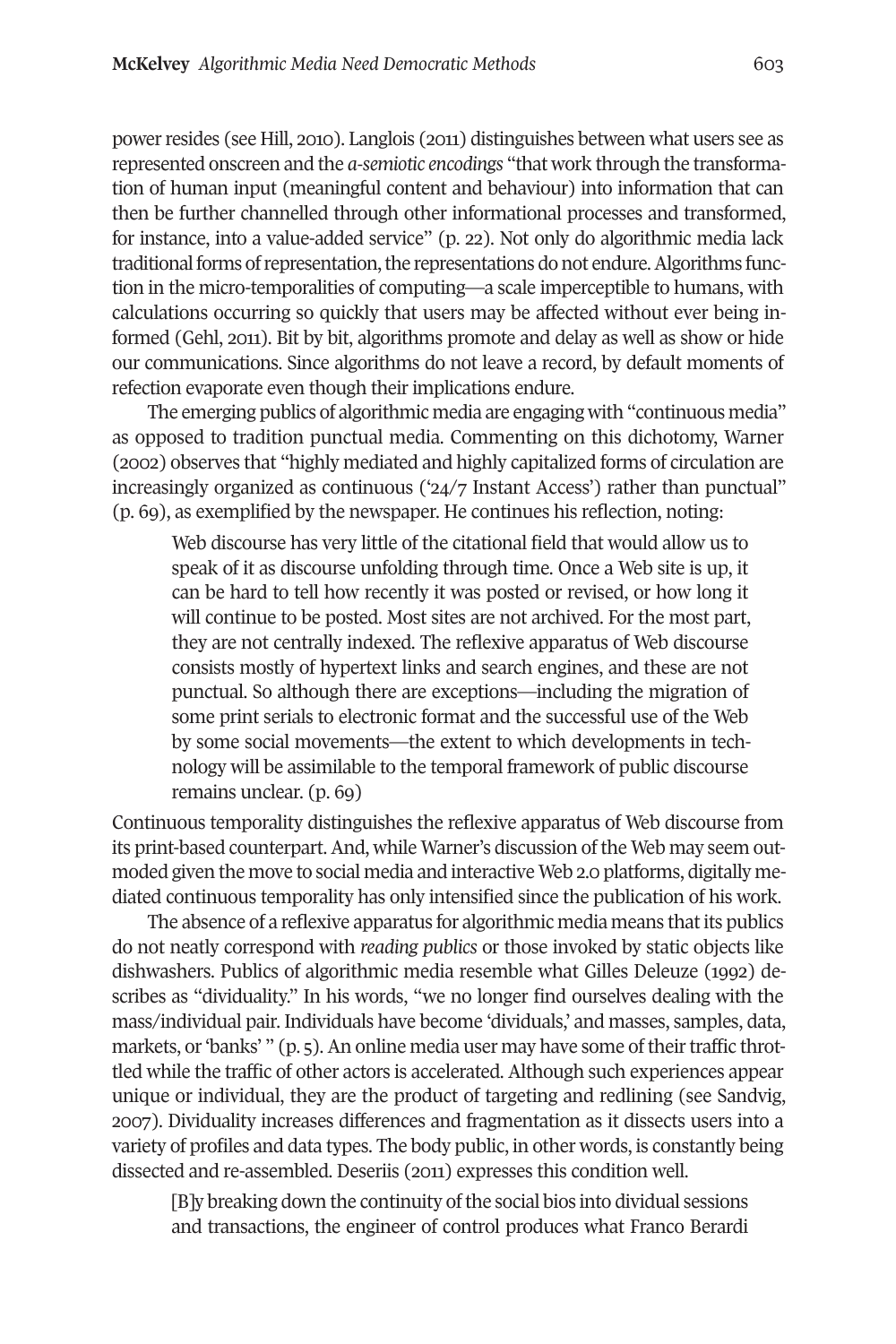power resides (see Hill, 2010). Langlois (2011) distinguishes between what users see as represented onscreen and the *a-semiotic encodings* "that work through the transformation of human input (meaningful content and behaviour) into information that can then be further channelled through other informational processes and transformed, for instance, into a value-added service" (p. 22). Not only do algorithmic media lack traditional forms of representation, the representations do not endure. Algorithms function in the micro-temporalities of computing—a scale imperceptible to humans, with calculations occurring so quickly that users may be affected without ever being informed (Gehl, 2011). Bit by bit, algorithms promote and delay as well as show or hide our communications. Since algorithms do not leave a record, by default moments of refection evaporate even though their implications endure.

The emerging publics of algorithmic media are engaging with "continuous media" as opposed to tradition punctual media. Commenting on this dichotomy, Warner (2002) observes that "highly mediated and highly capitalized forms of circulation are increasingly organized as continuous ('24/7 Instant Access') rather than punctual" (p. 69), as exemplified by the newspaper. He continues his reflection, noting:

> Web discourse has very little of the citational field that would allow us to speak of it as discourse unfolding through time. Once a Web site is up, it can be hard to tell how recently it was posted or revised, or how long it will continue to be posted. Most sites are not archived. For the most part, they are not centrally indexed. The reflexive apparatus of Web discourse consists mostly of hypertext links and search engines, and these are not punctual. So although there are exceptions—including the migration of some print serials to electronic format and the successful use of the Web by some social movements—the extent to which developments in technology will be assimilable to the temporal framework of public discourse remains unclear. (p. 69)

Continuous temporality distinguishes the reflexive apparatus of Web discourse from its print-based counterpart. And, while Warner's discussion of the Web may seem outmoded given the move to social media and interactive Web 2.0 platforms, digitally mediated continuous temporality has only intensified since the publication of his work.

The absence of a reflexive apparatus for algorithmic media means that its publics do not neatly correspond with *reading publics* or those invoked by static objects like dishwashers. Publics of algorithmic media resemble what Gilles Deleuze (1992) describes as "dividuality." In his words, "we no longer find ourselves dealing with the mass/individual pair. Individuals have become 'dividuals,' and masses, samples, data, markets, or 'banks' " (p. 5). An online media user may have some of their traffic throttled while the traffic of other actors is accelerated. Although such experiences appear unique or individual, they are the product of targeting and redlining (see Sandvig, 2007). Dividuality increases differences and fragmentation as it dissects users into a variety of profiles and data types. The body public, in other words, is constantly being dissected and re-assembled. Deseriis (2011) expresses this condition well.

> [B]y breaking down the continuity of the social bios into dividual sessions and transactions, the engineer of control produces what Franco Berardi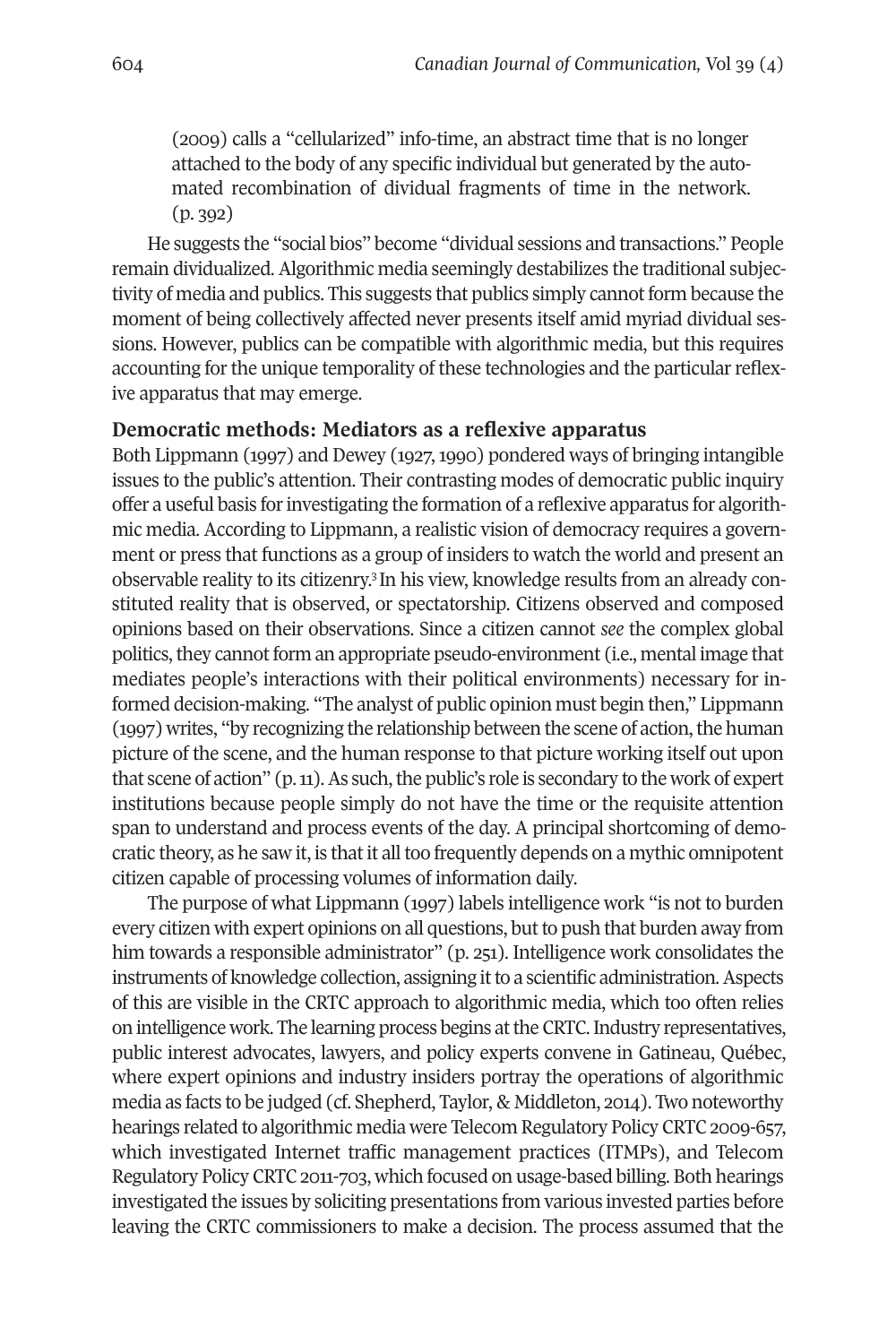(2009) calls a "cellularized" info-time, an abstract time that is no longer attached to the body of any specific individual but generated by the automated recombination of dividual fragments of time in the network. (p. 392)

He suggests the "social bios" become "dividual sessions and transactions." People remain dividualized. Algorithmic media seemingly destabilizes the traditional subjectivity of media and publics. This suggests that publics simply cannot form because the moment of being collectively affected never presents itself amid myriad dividual sessions. However, publics can be compatible with algorithmic media, but this requires accounting for the unique temporality of these technologies and the particular reflexive apparatus that may emerge.

## Democratic methods: Mediators as a reflexive apparatus

Both Lippmann (1997) and Dewey (1927, 1990) pondered ways of bringing intangible issues to the public's attention. Their contrasting modes of democratic public inquiry offer a useful basis for investigating the formation of a reflexive apparatus for algorithmic media. According to Lippmann, a realistic vision of democracy requires a government or press that functions as a group of insiders to watch the world and present an observable reality to its citizenry.[3] In his view, knowledge results from an already constituted reality that is observed, or spectatorship. Citizens observed and composed opinions based on their observations. Since a citizen cannot *see* the complex global politics, they cannot form an appropriate pseudo-environment (i.e., mental image that mediates people's interactions with their political environments) necessary for informed decision-making. "The analyst of public opinion must begin then," Lippmann (1997) writes, "by recognizing the relationship between the scene of action, the human picture of the scene, and the human response to that picture working itself out upon that scene of action" (p. 11). As such, the public's role is secondary to the work of expert institutions because people simply do not have the time or the requisite attention span to understand and process events of the day. A principal shortcoming of democratic theory, as he saw it, is that it all too frequently depends on a mythic omnipotent citizen capable of processing volumes of information daily.

The purpose of what Lippmann (1997) labels intelligence work "is not to burden every citizen with expert opinions on all questions, but to push that burden away from him towards a responsible administrator" (p. 251). Intelligence work consolidates the instruments of knowledge collection, assigning it to a scientific administration. Aspects of this are visible in the CRTC approach to algorithmic media, which too often relies on intelligence work. The learning process begins at the CRTC. Industry representatives, public interest advocates, lawyers, and policy experts convene in Gatineau, Québec, where expert opinions and industry insiders portray the operations of algorithmic media as facts to be judged (cf. Shepherd, Taylor, & Middleton, 2014). Two noteworthy hearings related to algorithmic media were Telecom Regulatory Policy CRTC 2009-657, which investigated Internet traffic management practices (ITMPs), and Telecom Regulatory Policy CRTC 2011-703, which focused on usage-based billing. Both hearings investigated the issues by soliciting presentations from various invested parties before leaving the CRTC commissioners to make a decision. The process assumed that the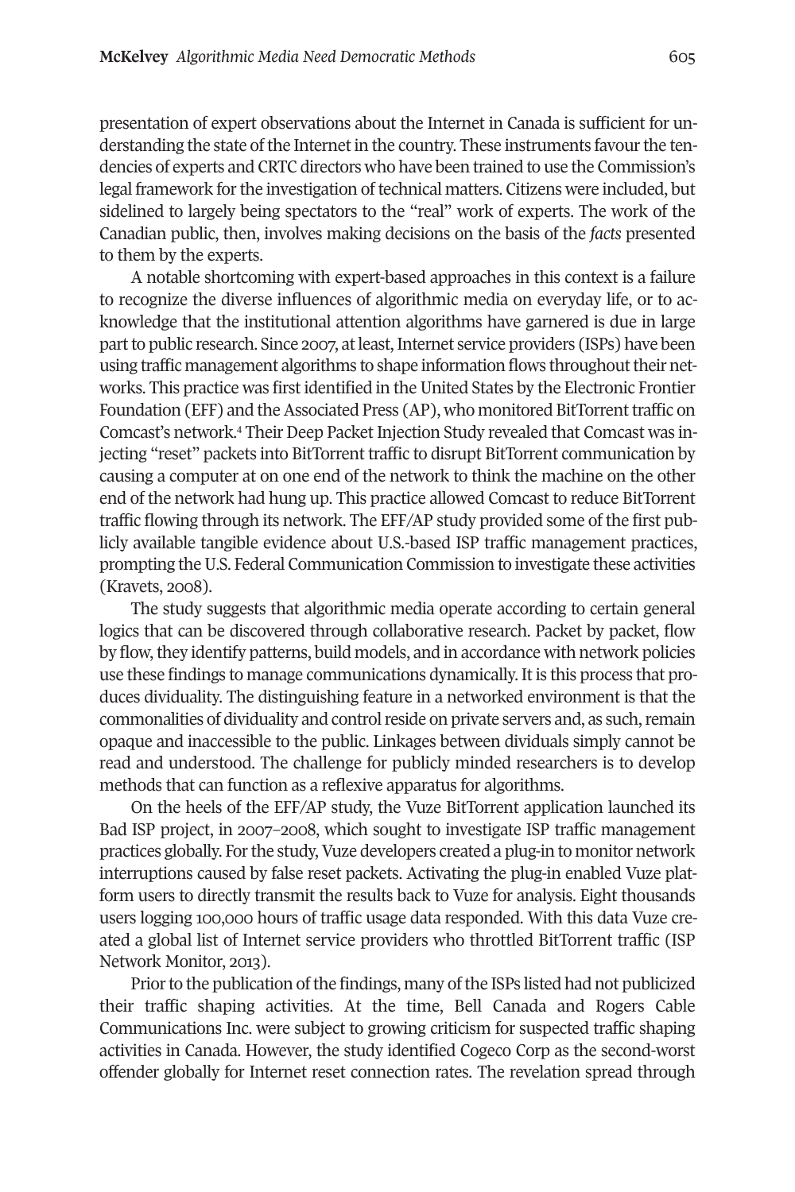presentation of expert observations about the Internet in Canada is sufficient for understanding the state of the Internet in the country. These instruments favour the tendencies of experts and CRTC directors who have been trained to use the Commission's legal framework for the investigation of technical matters. Citizens were included, but sidelined to largely being spectators to the "real" work of experts. The work of the Canadian public, then, involves making decisions on the basis of the *facts* presented to them by the experts.

A notable shortcoming with expert-based approaches in this context is a failure to recognize the diverse influences of algorithmic media on everyday life, or to acknowledge that the institutional attention algorithms have garnered is due in large part to public research. Since 2007, at least, Internet service providers (ISPs) have been using traffic management algorithms to shape information flows throughout their networks. This practice was first identified in the United States by the Electronic Frontier Foundation (EFF) and the Associated Press (AP), who monitored BitTorrent traffic on Comcast's network.[4] Their Deep Packet Injection Study revealed that Comcast was injecting "reset" packets into BitTorrent traffic to disrupt BitTorrent communication by causing a computer at on one end of the network to think the machine on the other end of the network had hung up. This practice allowed Comcast to reduce BitTorrent traffic flowing through its network. The EFF/AP study provided some of the first publicly available tangible evidence about U.S.-based ISP traffic management practices, prompting the U.S. Federal Communication Commission to investigate these activities (Kravets, 2008).

The study suggests that algorithmic media operate according to certain general logics that can be discovered through collaborative research. Packet by packet, flow by flow, they identify patterns, build models, and in accordance with network policies use these findings to manage communications dynamically. It is this process that produces dividuality. The distinguishing feature in a networked environment is that the commonalities of dividuality and control reside on private servers and, as such, remain opaque and inaccessible to the public. Linkages between dividuals simply cannot be read and understood. The challenge for publicly minded researchers is to develop methods that can function as a reflexive apparatus for algorithms.

On the heels of the EFF/AP study, the Vuze BitTorrent application launched its Bad ISP project, in 2007–2008, which sought to investigate ISP traffic management practices globally. For the study, Vuze developers created a plug-in to monitor network interruptions caused by false reset packets. Activating the plug-in enabled Vuze platform users to directly transmit the results back to Vuze for analysis. Eight thousands users logging 100,000 hours of traffic usage data responded. With this data Vuze created a global list of Internet service providers who throttled BitTorrent traffic (ISP Network Monitor, 2013).

Prior to the publication of the findings, many of the ISPs listed had not publicized their traffic shaping activities. At the time, Bell Canada and Rogers Cable Communications Inc. were subject to growing criticism for suspected traffic shaping activities in Canada. However, the study identified Cogeco Corp as the second-worst offender globally for Internet reset connection rates. The revelation spread through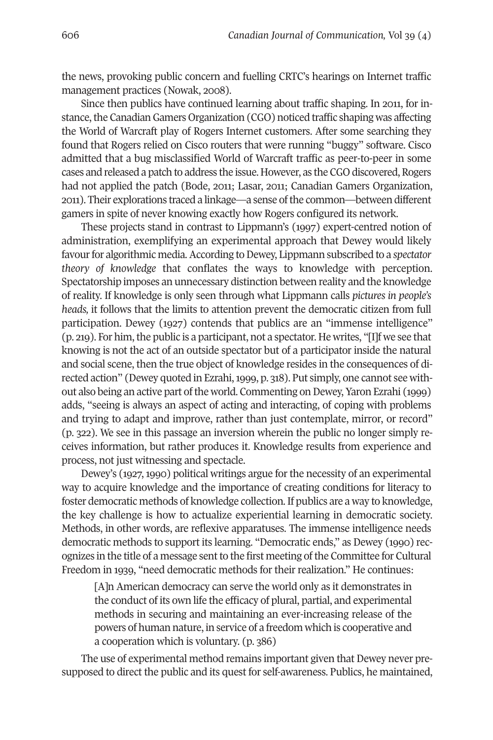the news, provoking public concern and fuelling CRTC's hearings on Internet traffic management practices (Nowak, 2008).

Since then publics have continued learning about traffic shaping. In 2011, for instance, the Canadian Gamers Organization (CGO) noticed traffic shaping was affecting the World of Warcraft play of Rogers Internet customers. After some searching they found that Rogers relied on Cisco routers that were running "buggy" software. Cisco admitted that a bug misclassified World of Warcraft traffic as peer-to-peer in some cases and released a patch to address the issue. However, as the CGO discovered, Rogers had not applied the patch (Bode, 2011; Lasar, 2011; Canadian Gamers Organization, 2011). Their explorations traced a linkage—a sense of the common—between different gamers in spite of never knowing exactly how Rogers configured its network.

These projects stand in contrast to Lippmann's (1997) expert-centred notion of administration, exemplifying an experimental approach that Dewey would likely favour for algorithmic media. According to Dewey, Lippmann subscribed to a *spectator theory of knowledge* that conflates the ways to knowledge with perception. Spectatorship imposes an unnecessary distinction between reality and the knowledge of reality. If knowledge is only seen through what Lippmann calls *pictures in people's heads,* it follows that the limits to attention prevent the democratic citizen from full participation. Dewey (1927) contends that publics are an "immense intelligence" (p. 219). For him, the public is a participant, not a spectator. He writes, "[I]f we see that knowing is not the act of an outside spectator but of a participator inside the natural and social scene, then the true object of knowledge resides in the consequences of directed action" (Dewey quoted in Ezrahi, 1999, p. 318). Put simply, one cannot see without also being an active part of the world. Commenting on Dewey, Yaron Ezrahi (1999) adds, "seeing is always an aspect of acting and interacting, of coping with problems and trying to adapt and improve, rather than just contemplate, mirror, or record" (p. 322). We see in this passage an inversion wherein the public no longer simply receives information, but rather produces it. Knowledge results from experience and process, not just witnessing and spectacle.

Dewey's (1927, 1990) political writings argue for the necessity of an experimental way to acquire knowledge and the importance of creating conditions for literacy to foster democratic methods of knowledge collection. If publics are a way to knowledge, the key challenge is how to actualize experiential learning in democratic society. Methods, in other words, are reflexive apparatuses. The immense intelligence needs democratic methods to support its learning. "Democratic ends," as Dewey (1990) recognizes in the title of a message sent to the first meeting of the Committee for Cultural Freedom in 1939, "need democratic methods for their realization." He continues:

> [A]n American democracy can serve the world only as it demonstrates in the conduct of its own life the efficacy of plural, partial, and experimental methods in securing and maintaining an ever-increasing release of the powers of human nature, in service of a freedom which is cooperative and a cooperation which is voluntary. (p. 386)

The use of experimental method remains important given that Dewey never presupposed to direct the public and its quest for self-awareness. Publics, he maintained,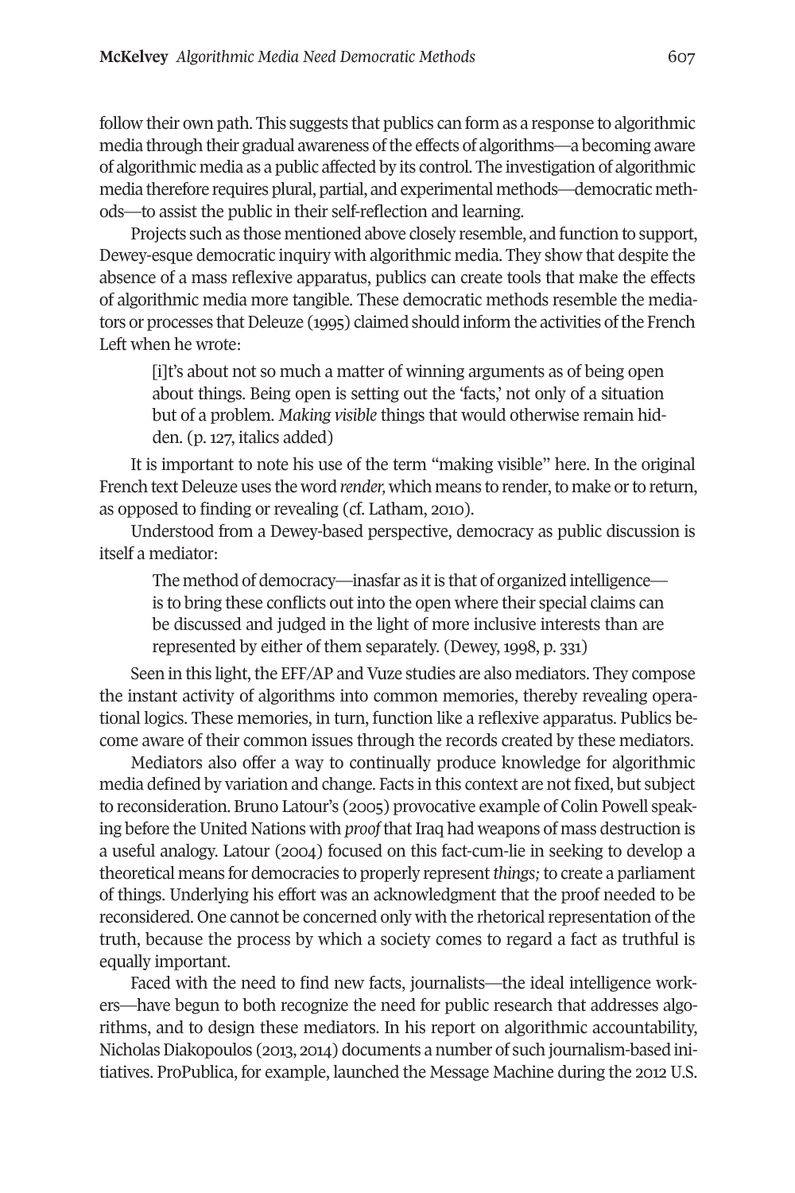follow their own path. This suggests that publics can form as a response to algorithmic media through their gradual awareness of the effects of algorithms—a becoming aware of algorithmic media as a public affected by its control. The investigation of algorithmic media therefore requires plural, partial, and experimental methods—democratic methods—to assist the public in their self-reflection and learning.

Projects such as those mentioned above closely resemble, and function to support, Dewey-esque democratic inquiry with algorithmic media. They show that despite the absence of a mass reflexive apparatus, publics can create tools that make the effects of algorithmic media more tangible. These democratic methods resemble the mediators or processes that Deleuze (1995) claimed should inform the activities of the French Left when he wrote:

> [i]t's about not so much a matter of winning arguments as of being open about things. Being open is setting out the 'facts,' not only of a situation but of a problem. *Making visible* things that would otherwise remain hidden. (p. 127, italics added)

It is important to note his use of the term "making visible" here. In the original French text Deleuze uses the word *render,* which means to render, to make or to return, as opposed to finding or revealing (cf. Latham, 2010).

Understood from a Dewey-based perspective, democracy as public discussion is itself a mediator:

> The method of democracy—inasfar as it is that of organized intelligence—is to bring these conflicts out into the open where their special claims can be discussed and judged in the light of more inclusive interests than are represented by either of them separately. (Dewey, 1998, p. 331)

Seen in this light, the EFF/AP and Vuze studies are also mediators. They compose the instant activity of algorithms into common memories, thereby revealing operational logics. These memories, in turn, function like a reflexive apparatus. Publics become aware of their common issues through the records created by these mediators.

Mediators also offer a way to continually produce knowledge for algorithmic media defined by variation and change. Facts in this context are not fixed, but subject to reconsideration. Bruno Latour's (2005) provocative example of Colin Powell speaking before the United Nations with *proof* that Iraq had weapons of mass destruction is a useful analogy. Latour (2004) focused on this fact-cum-lie in seeking to develop a theoretical means for democracies to properly represent *things;* to create a parliament of things. Underlying his effort was an acknowledgment that the proof needed to be reconsidered. One cannot be concerned only with the rhetorical representation of the truth, because the process by which a society comes to regard a fact as truthful is equally important.

Faced with the need to find new facts, journalists—the ideal intelligence workers—have begun to both recognize the need for public research that addresses algorithms, and to design these mediators. In his report on algorithmic accountability, Nicholas Diakopoulos (2013, 2014) documents a number of such journalism-based initiatives. ProPublica, for example, launched the Message Machine during the 2012 U.S.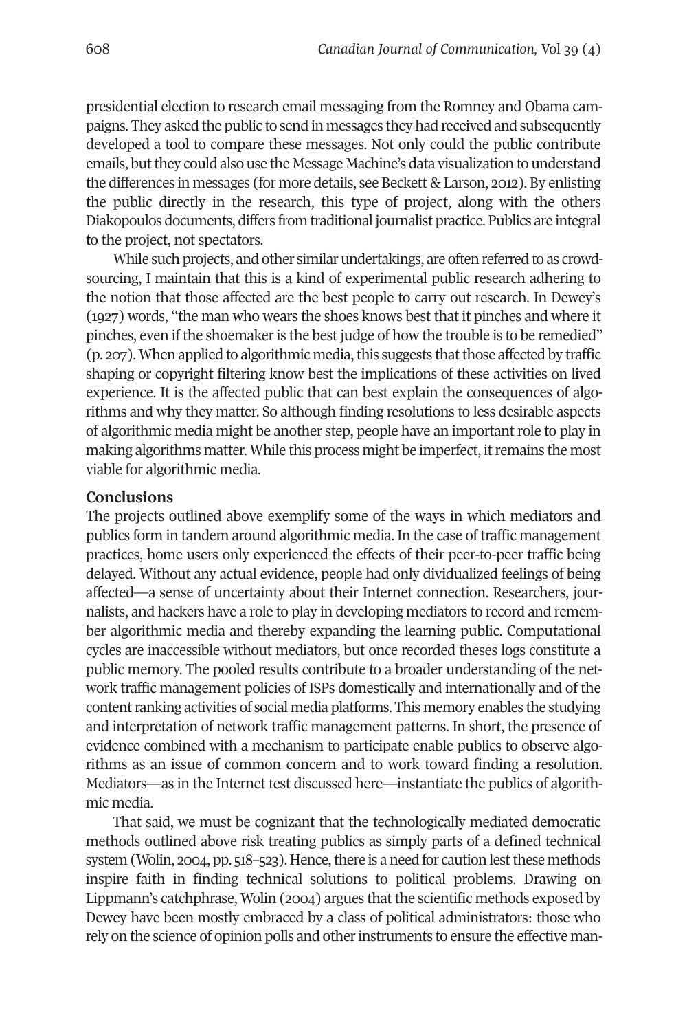presidential election to research email messaging from the Romney and Obama campaigns. They asked the public to send in messages they had received and subsequently developed a tool to compare these messages. Not only could the public contribute emails, but they could also use the Message Machine's data visualization to understand the differences in messages (for more details, see Beckett & Larson, 2012). By enlisting the public directly in the research, this type of project, along with the others Diakopoulos documents, differs from traditional journalist practice. Publics are integral to the project, not spectators.

While such projects, and other similar undertakings, are often referred to as crowdsourcing, I maintain that this is a kind of experimental public research adhering to the notion that those affected are the best people to carry out research. In Dewey's (1927) words, "the man who wears the shoes knows best that it pinches and where it pinches, even if the shoemaker is the best judge of how the trouble is to be remedied" (p. 207). When applied to algorithmic media, this suggests that those affected by traffic shaping or copyright filtering know best the implications of these activities on lived experience. It is the affected public that can best explain the consequences of algorithms and why they matter. So although finding resolutions to less desirable aspects of algorithmic media might be another step, people have an important role to play in making algorithms matter. While this process might be imperfect, it remains the most viable for algorithmic media.

## Conclusions

The projects outlined above exemplify some of the ways in which mediators and publics form in tandem around algorithmic media. In the case of traffic management practices, home users only experienced the effects of their peer-to-peer traffic being delayed. Without any actual evidence, people had only dividualized feelings of being affected—a sense of uncertainty about their Internet connection. Researchers, journalists, and hackers have a role to play in developing mediators to record and remember algorithmic media and thereby expanding the learning public. Computational cycles are inaccessible without mediators, but once recorded theses logs constitute a public memory. The pooled results contribute to a broader understanding of the network traffic management policies of ISPs domestically and internationally and of the content ranking activities of social media platforms. This memory enables the studying and interpretation of network traffic management patterns. In short, the presence of evidence combined with a mechanism to participate enable publics to observe algorithms as an issue of common concern and to work toward finding a resolution. Mediators—as in the Internet test discussed here—instantiate the publics of algorithmic media.

That said, we must be cognizant that the technologically mediated democratic methods outlined above risk treating publics as simply parts of a defined technical system (Wolin, 2004, pp. 518–523). Hence, there is a need for caution lest these methods inspire faith in finding technical solutions to political problems. Drawing on Lippmann's catchphrase, Wolin (2004) argues that the scientific methods exposed by Dewey have been mostly embraced by a class of political administrators: those who rely on the science of opinion polls and other instruments to ensure the effective man-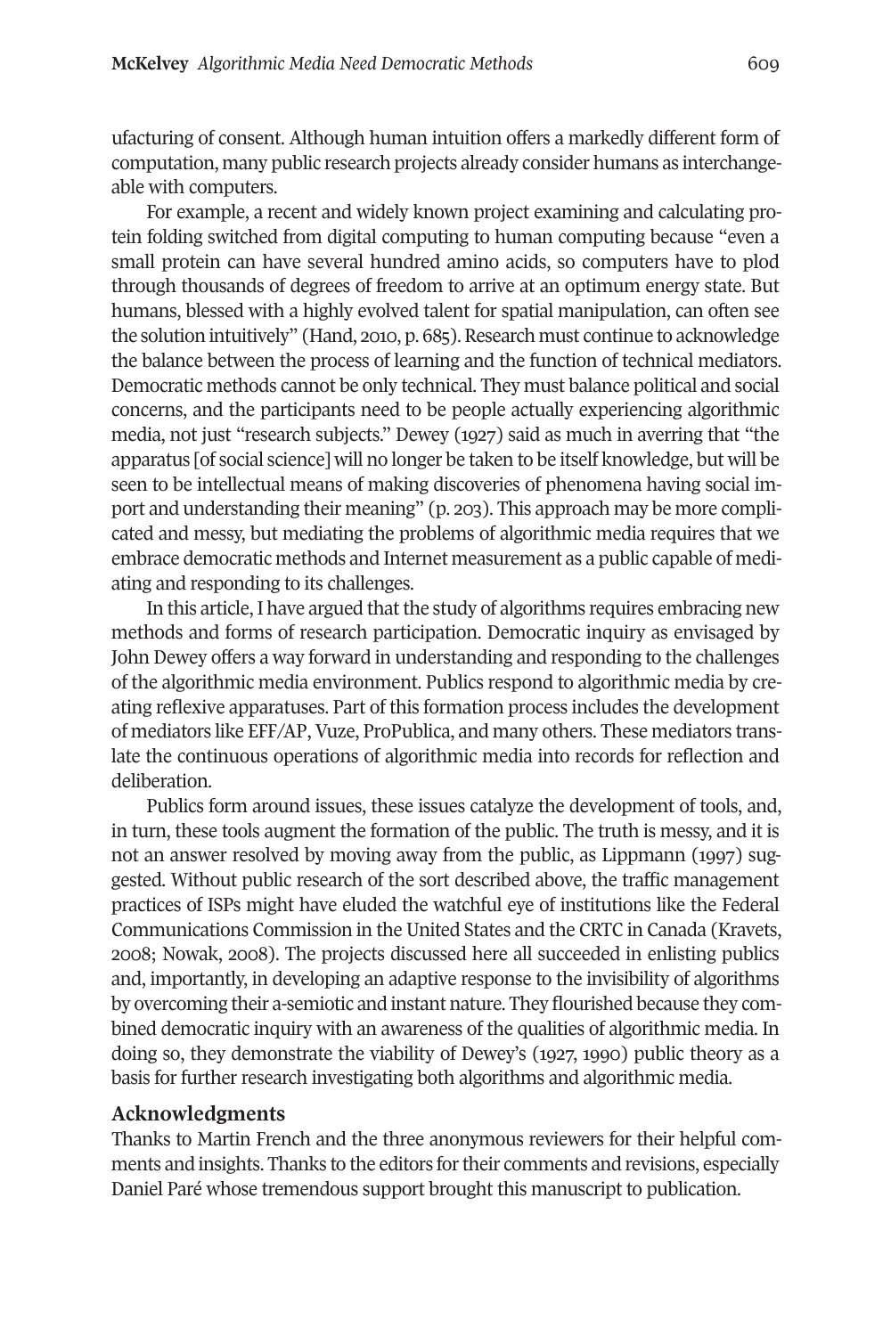ufacturing of consent. Although human intuition offers a markedly different form of computation, many public research projects already consider humans as interchangeable with computers.

For example, a recent and widely known project examining and calculating protein folding switched from digital computing to human computing because "even a small protein can have several hundred amino acids, so computers have to plod through thousands of degrees of freedom to arrive at an optimum energy state. But humans, blessed with a highly evolved talent for spatial manipulation, can often see the solution intuitively" (Hand, 2010, p. 685). Research must continue to acknowledge the balance between the process of learning and the function of technical mediators. Democratic methods cannot be only technical. They must balance political and social concerns, and the participants need to be people actually experiencing algorithmic media, not just "research subjects." Dewey (1927) said as much in averring that "the apparatus [of social science] will no longer be taken to be itself knowledge, but will be seen to be intellectual means of making discoveries of phenomena having social import and understanding their meaning" (p. 203). This approach may be more complicated and messy, but mediating the problems of algorithmic media requires that we embrace democratic methods and Internet measurement as a public capable of mediating and responding to its challenges.

In this article, I have argued that the study of algorithms requires embracing new methods and forms of research participation. Democratic inquiry as envisaged by John Dewey offers a way forward in understanding and responding to the challenges of the algorithmic media environment. Publics respond to algorithmic media by creating reflexive apparatuses. Part of this formation process includes the development of mediators like EFF/AP, Vuze, ProPublica, and many others. These mediators translate the continuous operations of algorithmic media into records for reflection and deliberation.

Publics form around issues, these issues catalyze the development of tools, and, in turn, these tools augment the formation of the public. The truth is messy, and it is not an answer resolved by moving away from the public, as Lippmann (1997) suggested. Without public research of the sort described above, the traffic management practices of ISPs might have eluded the watchful eye of institutions like the Federal Communications Commission in the United States and the CRTC in Canada (Kravets, 2008; Nowak, 2008). The projects discussed here all succeeded in enlisting publics and, importantly, in developing an adaptive response to the invisibility of algorithms by overcoming their a-semiotic and instant nature. They flourished because they combined democratic inquiry with an awareness of the qualities of algorithmic media. In doing so, they demonstrate the viability of Dewey's (1927, 1990) public theory as a basis for further research investigating both algorithms and algorithmic media.

## Acknowledgments

Thanks to Martin French and the three anonymous reviewers for their helpful comments and insights. Thanks to the editors for their comments and revisions, especially Daniel Paré whose tremendous support brought this manuscript to publication.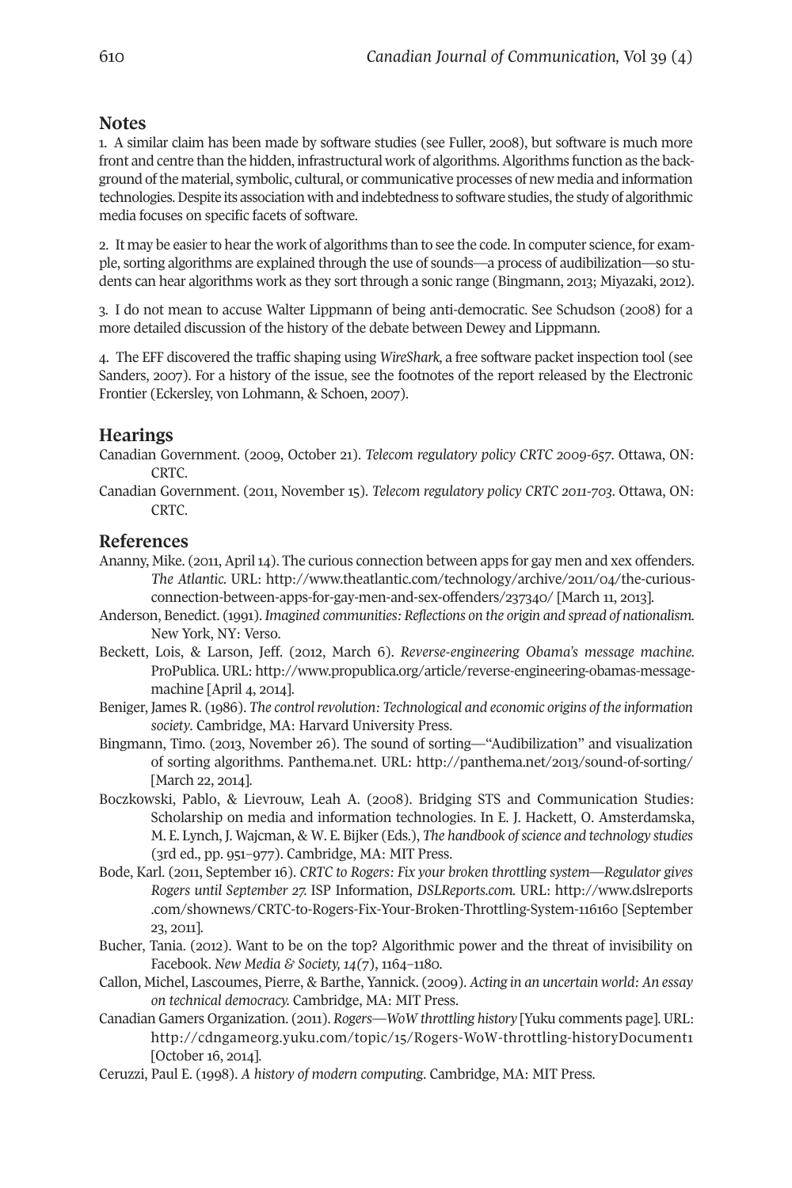## Notes

1. A similar claim has been made by software studies (see Fuller, 2008), but software is much more front and centre than the hidden, infrastructural work of algorithms. Algorithms function as the background of the material, symbolic, cultural, or communicative processes of new media and information technologies. Despite its association with and indebtedness to software studies, the study of algorithmic media focuses on specific facets of software.

2. It may be easier to hear the work of algorithms than to see the code. In computer science, for example, sorting algorithms are explained through the use of sounds—a process of audibilization—so students can hear algorithms work as they sort through a sonic range (Bingmann, 2013; Miyazaki, 2012).

3. I do not mean to accuse Walter Lippmann of being anti-democratic. See Schudson (2008) for a more detailed discussion of the history of the debate between Dewey and Lippmann.

4. The EFF discovered the traffic shaping using *WireShark,* a free software packet inspection tool (see Sanders, 2007). For a history of the issue, see the footnotes of the report released by the Electronic Frontier (Eckersley, von Lohmann, & Schoen, 2007).

## Hearings

Canadian Government. (2009, October 21). *Telecom regulatory policy CRTC 2009-657*. Ottawa, ON: CRTC.

Canadian Government. (2011, November 15). *Telecom regulatory policy CRTC 2011-703*. Ottawa, ON: CRTC.

## References

Ananny, Mike. (2011, April 14). The curious connection between apps for gay men and xex offenders. *The Atlantic.* URL: http://www.theatlantic.com/technology/archive/2011/04/the-curious-connection-between-apps-for-gay-men-and-sex-offenders/237340/ [March 11, 2013].

Anderson, Benedict. (1991). *Imagined communities: Reflections on the origin and spread of nationalism.* New York, NY: Verso.

Beckett, Lois, & Larson, Jeff. (2012, March 6). *Reverse-engineering Obama's message machine.* ProPublica. URL: http://www.propublica.org/article/reverse-engineering-obamas-message-machine [April 4, 2014].

Beniger, James R. (1986). *The control revolution: Technological and economic origins of the information society*. Cambridge, MA: Harvard University Press.

Bingmann, Timo. (2013, November 26). The sound of sorting—"Audibilization" and visualization of sorting algorithms. Panthema.net. URL: http://panthema.net/2013/sound-of-sorting/ [March 22, 2014].

Boczkowski, Pablo, & Lievrouw, Leah A. (2008). Bridging STS and Communication Studies: Scholarship on media and information technologies. In E. J. Hackett, O. Amsterdamska, M. E. Lynch, J. Wajcman, & W. E. Bijker (Eds.), *The handbook of science and technology studies* (3rd ed., pp. 951–977). Cambridge, MA: MIT Press.

Bode, Karl. (2011, September 16). *CRTC to Rogers: Fix your broken throttling system—Regulator gives Rogers until September 27.* ISP Information, *DSLReports.com.* URL: http://www.dslreports.com/shownews/CRTC-to-Rogers-Fix-Your-Broken-Throttling-System-116160 [September 23, 2011].

Bucher, Tania. (2012). Want to be on the top? Algorithmic power and the threat of invisibility on Facebook. *New Media & Society, 14*(7), 1164–1180.

Callon, Michel, Lascoumes, Pierre, & Barthe, Yannick. (2009). *Acting in an uncertain world: An essay on technical democracy.* Cambridge, MA: MIT Press.

Canadian Gamers Organization. (2011). *Rogers—WoW throttling history* [Yuku comments page]. URL: http://cdngameorg.yuku.com/topic/15/Rogers-WoW-throttling-historyDocument1 [October 16, 2014].

Ceruzzi, Paul E. (1998). *A history of modern computing*. Cambridge, MA: MIT Press.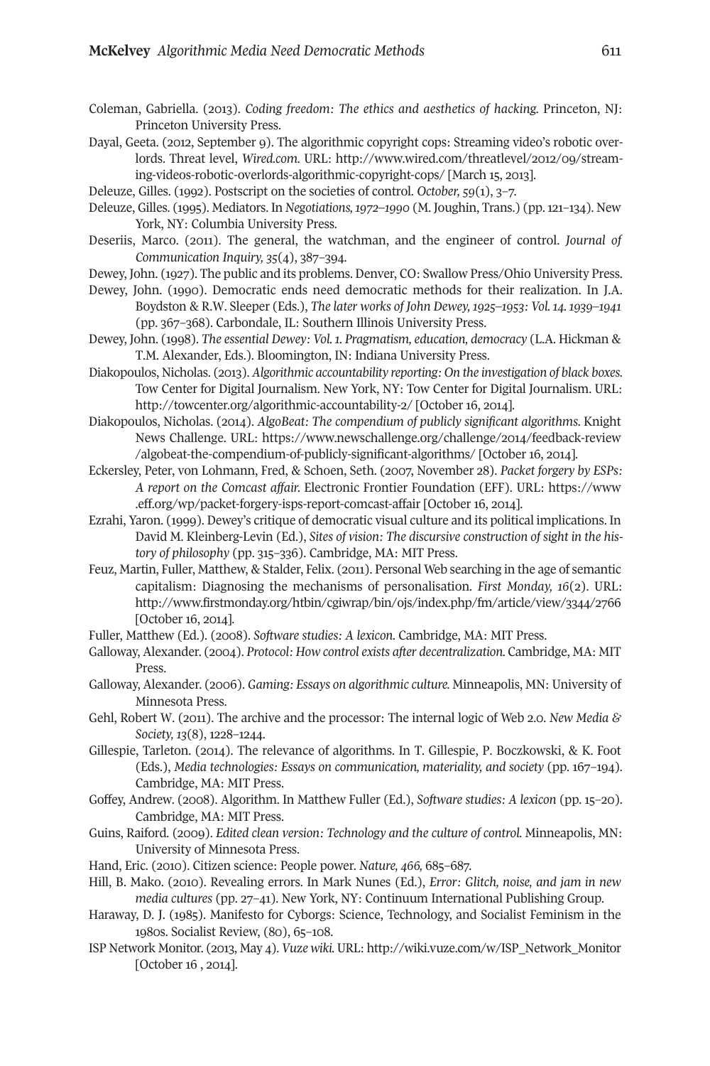Coleman, Gabriella. (2013). *Coding freedom: The ethics and aesthetics of hacking*. Princeton, NJ: Princeton University Press.

Dayal, Geeta. (2012, September 9). The algorithmic copyright cops: Streaming video's robotic overlords. Threat level, *Wired.com*. URL: http://www.wired.com/threatlevel/2012/09/streaming-videos-robotic-overlords-algorithmic-copyright-cops/ [March 15, 2013].

Deleuze, Gilles. (1992). Postscript on the societies of control. *October, 59*(1), 3–7.

Deleuze, Gilles. (1995). Mediators. In *Negotiations, 1972–1990* (M. Joughin, Trans.) (pp. 121–134). New York, NY: Columbia University Press.

Deseriis, Marco. (2011). The general, the watchman, and the engineer of control. *Journal of Communication Inquiry, 35*(4), 387–394.

Dewey, John. (1927). The public and its problems. Denver, CO: Swallow Press/Ohio University Press.

Dewey, John. (1990). Democratic ends need democratic methods for their realization. In J.A. Boydston & R.W. Sleeper (Eds.), *The later works of John Dewey, 1925–1953: Vol. 14. 1939–1941* (pp. 367–368). Carbondale, IL: Southern Illinois University Press.

Dewey, John. (1998). *The essential Dewey: Vol. 1. Pragmatism, education, democracy* (L.A. Hickman & T.M. Alexander, Eds.). Bloomington, IN: Indiana University Press.

Diakopoulos, Nicholas. (2013). *Algorithmic accountability reporting: On the investigation of black boxes*. Tow Center for Digital Journalism. New York, NY: Tow Center for Digital Journalism. URL: http://towcenter.org/algorithmic-accountability-2/ [October 16, 2014].

Diakopoulos, Nicholas. (2014). *AlgoBeat: The compendium of publicly significant algorithms*. Knight News Challenge. URL: https://www.newschallenge.org/challenge/2014/feedback-review/algobeat-the-compendium-of-publicly-significant-algorithms/ [October 16, 2014].

Eckersley, Peter, von Lohmann, Fred, & Schoen, Seth. (2007, November 28). *Packet forgery by ESPs: A report on the Comcast affair*. Electronic Frontier Foundation (EFF). URL: https://www.eff.org/wp/packet-forgery-isps-report-comcast-affair [October 16, 2014].

Ezrahi, Yaron. (1999). Dewey's critique of democratic visual culture and its political implications. In David M. Kleinberg-Levin (Ed.), *Sites of vision: The discursive construction of sight in the history of philosophy* (pp. 315–336). Cambridge, MA: MIT Press.

Feuz, Martin, Fuller, Matthew, & Stalder, Felix. (2011). Personal Web searching in the age of semantic capitalism: Diagnosing the mechanisms of personalisation. *First Monday, 16*(2). URL: http://www.firstmonday.org/htbin/cgiwrap/bin/ojs/index.php/fm/article/view/3344/2766 [October 16, 2014].

Fuller, Matthew (Ed.). (2008). *Software studies: A lexicon*. Cambridge, MA: MIT Press.

Galloway, Alexander. (2004). *Protocol: How control exists after decentralization*. Cambridge, MA: MIT Press.

Galloway, Alexander. (2006). *Gaming: Essays on algorithmic culture*. Minneapolis, MN: University of Minnesota Press.

Gehl, Robert W. (2011). The archive and the processor: The internal logic of Web 2.0. *New Media & Society, 13*(8), 1228–1244.

Gillespie, Tarleton. (2014). The relevance of algorithms. In T. Gillespie, P. Boczkowski, & K. Foot (Eds.), *Media technologies: Essays on communication, materiality, and society* (pp. 167–194). Cambridge, MA: MIT Press.

Goffey, Andrew. (2008). Algorithm. In Matthew Fuller (Ed.), *Software studies: A lexicon* (pp. 15–20). Cambridge, MA: MIT Press.

Guins, Raiford. (2009). *Edited clean version: Technology and the culture of control*. Minneapolis, MN: University of Minnesota Press.

Hand, Eric. (2010). Citizen science: People power. *Nature, 466,* 685–687.

Hill, B. Mako. (2010). Revealing errors. In Mark Nunes (Ed.), *Error: Glitch, noise, and jam in new media cultures* (pp. 27–41). New York, NY: Continuum International Publishing Group.

Haraway, D. J. (1985). Manifesto for Cyborgs: Science, Technology, and Socialist Feminism in the 1980s. Socialist Review, (80), 65–108.

ISP Network Monitor. (2013, May 4). *Vuze wiki*. URL: http://wiki.vuze.com/w/ISP_Network_Monitor [October 16 , 2014].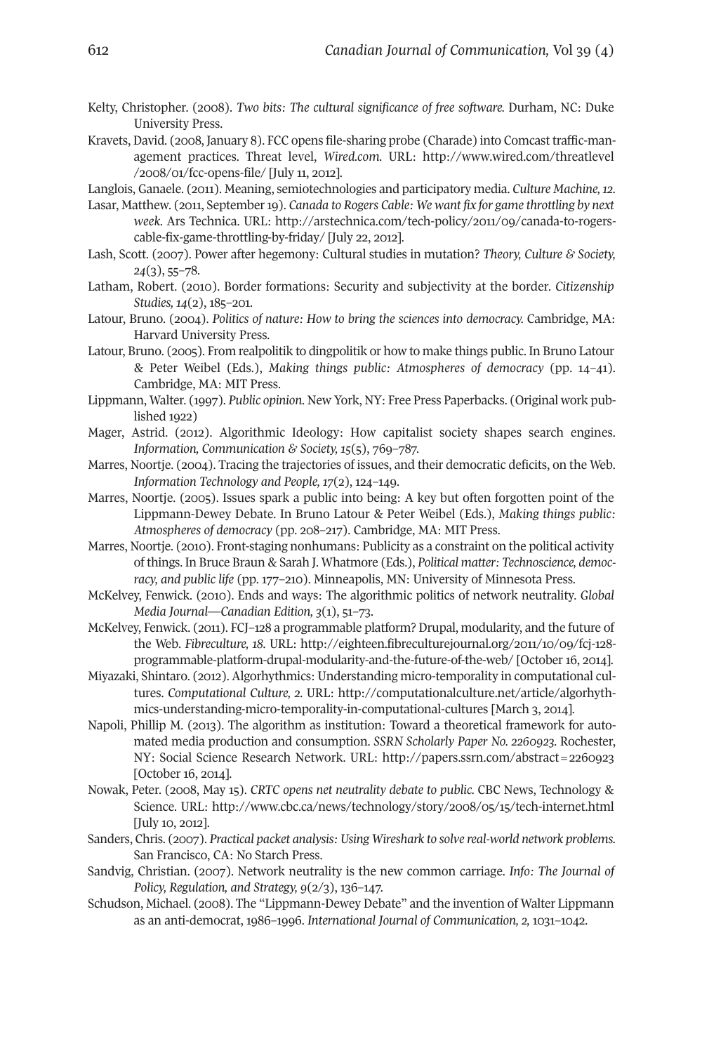Kelty, Christopher. (2008). *Two bits: The cultural significance of free software.* Durham, NC: Duke University Press.

Kravets, David. (2008, January 8). FCC opens file-sharing probe (Charade) into Comcast traffic-management practices. Threat level, *Wired.com.* URL: http://www.wired.com/threatlevel/2008/01/fcc-opens-file/ [July 11, 2012].

Langlois, Ganaele. (2011). Meaning, semiotechnologies and participatory media. *Culture Machine, 12.*

Lasar, Matthew. (2011, September 19). *Canada to Rogers Cable: We want fix for game throttling by next week.* Ars Technica. URL: http://arstechnica.com/tech-policy/2011/09/canada-to-rogers-cable-fix-game-throttling-by-friday/ [July 22, 2012].

Lash, Scott. (2007). Power after hegemony: Cultural studies in mutation? *Theory, Culture & Society, 24*(3), 55–78.

Latham, Robert. (2010). Border formations: Security and subjectivity at the border. *Citizenship Studies, 14*(2), 185–201.

Latour, Bruno. (2004). *Politics of nature: How to bring the sciences into democracy.* Cambridge, MA: Harvard University Press.

Latour, Bruno. (2005). From realpolitik to dingpolitik or how to make things public. In Bruno Latour & Peter Weibel (Eds.), *Making things public: Atmospheres of democracy* (pp. 14–41). Cambridge, MA: MIT Press.

Lippmann, Walter. (1997). *Public opinion.* New York, NY: Free Press Paperbacks. (Original work published 1922)

Mager, Astrid. (2012). Algorithmic Ideology: How capitalist society shapes search engines. *Information, Communication & Society, 15*(5), 769–787.

Marres, Noortje. (2004). Tracing the trajectories of issues, and their democratic deficits, on the Web. *Information Technology and People, 17*(2), 124–149.

Marres, Noortje. (2005). Issues spark a public into being: A key but often forgotten point of the Lippmann-Dewey Debate. In Bruno Latour & Peter Weibel (Eds.), *Making things public: Atmospheres of democracy* (pp. 208–217). Cambridge, MA: MIT Press.

Marres, Noortje. (2010). Front-staging nonhumans: Publicity as a constraint on the political activity of things. In Bruce Braun & Sarah J. Whatmore (Eds.), *Political matter: Technoscience, democracy, and public life* (pp. 177–210). Minneapolis, MN: University of Minnesota Press.

McKelvey, Fenwick. (2010). Ends and ways: The algorithmic politics of network neutrality. *Global Media Journal—Canadian Edition, 3*(1), 51–73.

McKelvey, Fenwick. (2011). FCJ–128 a programmable platform? Drupal, modularity, and the future of the Web. *Fibreculture, 18.* URL: http://eighteen.fibreculturejournal.org/2011/10/09/fcj-128-programmable-platform-drupal-modularity-and-the-future-of-the-web/ [October 16, 2014].

Miyazaki, Shintaro. (2012). Algorhythmics: Understanding micro-temporality in computational cultures. *Computational Culture, 2.* URL: http://computationalculture.net/article/algorhythmics-understanding-micro-temporality-in-computational-cultures [March 3, 2014].

Napoli, Phillip M. (2013). The algorithm as institution: Toward a theoretical framework for automated media production and consumption. *SSRN Scholarly Paper No. 2260923.* Rochester, NY: Social Science Research Network. URL: http://papers.ssrn.com/abstract=2260923 [October 16, 2014].

Nowak, Peter. (2008, May 15). *CRTC opens net neutrality debate to public.* CBC News, Technology & Science. URL: http://www.cbc.ca/news/technology/story/2008/05/15/tech-internet.html [July 10, 2012].

Sanders, Chris. (2007). *Practical packet analysis: Using Wireshark to solve real-world network problems.* San Francisco, CA: No Starch Press.

Sandvig, Christian. (2007). Network neutrality is the new common carriage. *Info: The Journal of Policy, Regulation, and Strategy, 9*(2/3), 136–147.

Schudson, Michael. (2008). The "Lippmann-Dewey Debate" and the invention of Walter Lippmann as an anti-democrat, 1986–1996. *International Journal of Communication, 2,* 1031–1042.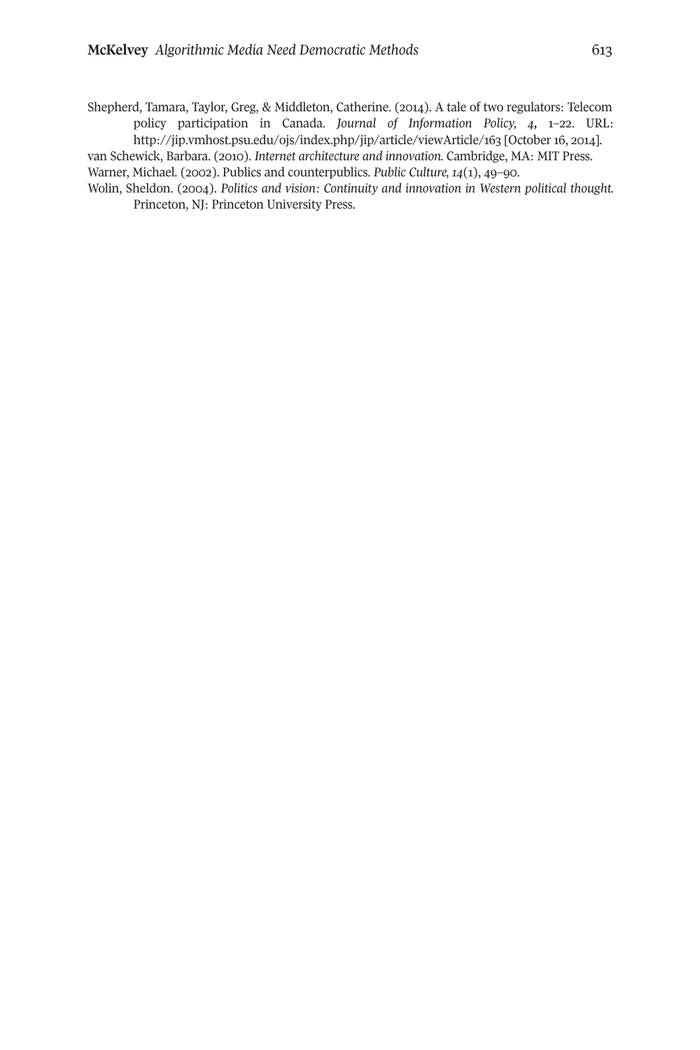Shepherd, Tamara, Taylor, Greg, & Middleton, Catherine. (2014). A tale of two regulators: Telecom policy participation in Canada. *Journal of Information Policy, 4,* 1–22. URL: http://jip.vmhost.psu.edu/ojs/index.php/jip/article/viewArticle/163 [October 16, 2014].

van Schewick, Barbara. (2010). *Internet architecture and innovation.* Cambridge, MA: MIT Press.

Warner, Michael. (2002). Publics and counterpublics. *Public Culture, 14*(1), 49–90.

Wolin, Sheldon. (2004). *Politics and vision: Continuity and innovation in Western political thought.* Princeton, NJ: Princeton University Press.